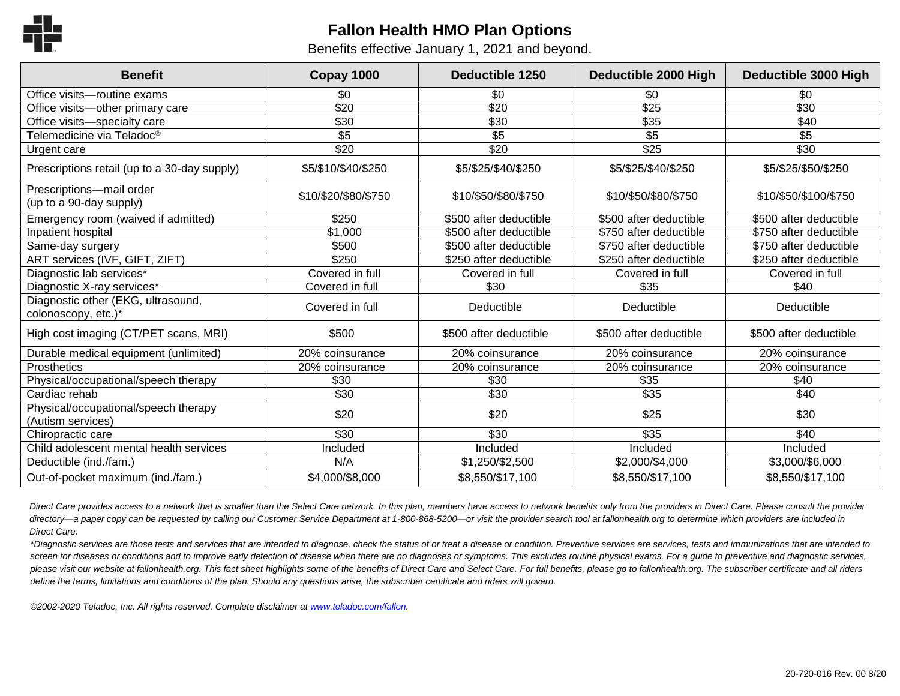# Fallon Health HMO Plan Options

Benefits effective January 1, 2021 and beyond.

| Benefit | Copay 1000 | Deductible 1250 | Deductible 2000 High | Deductible 3000 High |
|---|---|---|---|---|
| Office visits—routine exams | $0 | $0 | $0 | $0 |
| Office visits—other primary care | $20 | $20 | $25 | $30 |
| Office visits—specialty care | $30 | $30 | $35 | $40 |
| Telemedicine via Teladoc® | $5 | $5 | $5 | $5 |
| Urgent care | $20 | $20 | $25 | $30 |
| Prescriptions retail (up to a 30-day supply) | $5/$10/$40/$250 | $5/$25/$40/$250 | $5/$25/$40/$250 | $5/$25/$50/$250 |
| Prescriptions—mail order (up to a 90-day supply) | $10/$20/$80/$750 | $10/$50/$80/$750 | $10/$50/$80/$750 | $10/$50/$100/$750 |
| Emergency room (waived if admitted) | $250 | $500 after deductible | $500 after deductible | $500 after deductible |
| Inpatient hospital | $1,000 | $500 after deductible | $750 after deductible | $750 after deductible |
| Same-day surgery | $500 | $500 after deductible | $750 after deductible | $750 after deductible |
| ART services (IVF, GIFT, ZIFT) | $250 | $250 after deductible | $250 after deductible | $250 after deductible |
| Diagnostic lab services* | Covered in full | Covered in full | Covered in full | Covered in full |
| Diagnostic X-ray services* | Covered in full | $30 | $35 | $40 |
| Diagnostic other (EKG, ultrasound, colonoscopy, etc.)* | Covered in full | Deductible | Deductible | Deductible |
| High cost imaging (CT/PET scans, MRI) | $500 | $500 after deductible | $500 after deductible | $500 after deductible |
| Durable medical equipment (unlimited) | 20% coinsurance | 20% coinsurance | 20% coinsurance | 20% coinsurance |
| Prosthetics | 20% coinsurance | 20% coinsurance | 20% coinsurance | 20% coinsurance |
| Physical/occupational/speech therapy | $30 | $30 | $35 | $40 |
| Cardiac rehab | $30 | $30 | $35 | $40 |
| Physical/occupational/speech therapy (Autism services) | $20 | $20 | $25 | $30 |
| Chiropractic care | $30 | $30 | $35 | $40 |
| Child adolescent mental health services | Included | Included | Included | Included |
| Deductible (ind./fam.) | N/A | $1,250/$2,500 | $2,000/$4,000 | $3,000/$6,000 |
| Out-of-pocket maximum (ind./fam.) | $4,000/$8,000 | $8,550/$17,100 | $8,550/$17,100 | $8,550/$17,100 |

*Direct Care provides access to a network that is smaller than the Select Care network. In this plan, members have access to network benefits only from the providers in Direct Care. Please consult the provider directory—a paper copy can be requested by calling our Customer Service Department at 1-800-868-5200—or visit the provider search tool at fallonhealth.org to determine which providers are included in Direct Care.*

*\*Diagnostic services are those tests and services that are intended to diagnose, check the status of or treat a disease or condition. Preventive services are services, tests and immunizations that are intended to screen for diseases or conditions and to improve early detection of disease when there are no diagnoses or symptoms. This excludes routine physical exams. For a guide to preventive and diagnostic services, please visit our website at fallonhealth.org. This fact sheet highlights some of the benefits of Direct Care and Select Care. For full benefits, please go to fallonhealth.org. The subscriber certificate and all riders define the terms, limitations and conditions of the plan. Should any questions arise, the subscriber certificate and riders will govern.*

*©2002-2020 Teladoc, Inc. All rights reserved. Complete disclaimer at [www.teladoc.com/fallon](www.teladoc.com/fallon).*

20-720-016 Rev. 00 8/20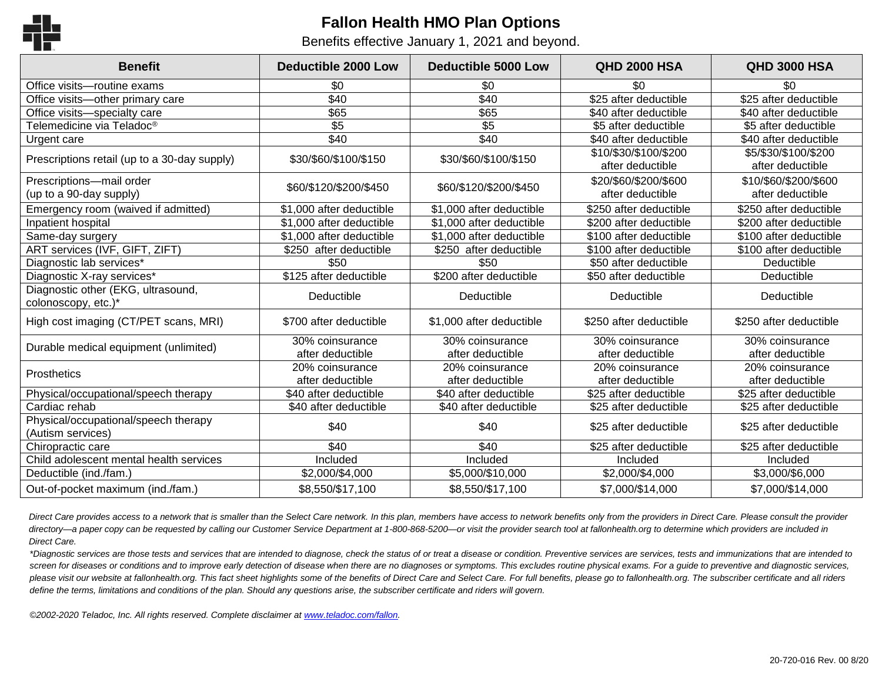# Fallon Health HMO Plan Options

Benefits effective January 1, 2021 and beyond.

| Benefit | Deductible 2000 Low | Deductible 5000 Low | QHD 2000 HSA | QHD 3000 HSA |
|---|---|---|---|---|
| Office visits—routine exams | $0 | $0 | $0 | $0 |
| Office visits—other primary care | $40 | $40 | $25 after deductible | $25 after deductible |
| Office visits—specialty care | $65 | $65 | $40 after deductible | $40 after deductible |
| Telemedicine via Teladoc® | $5 | $5 | $5 after deductible | $5 after deductible |
| Urgent care | $40 | $40 | $40 after deductible | $40 after deductible |
| Prescriptions retail (up to a 30-day supply) | $30/$60/$100/$150 | $30/$60/$100/$150 | $10/$30/$100/$200 after deductible | $5/$30/$100/$200 after deductible |
| Prescriptions—mail order (up to a 90-day supply) | $60/$120/$200/$450 | $60/$120/$200/$450 | $20/$60/$200/$600 after deductible | $10/$60/$200/$600 after deductible |
| Emergency room (waived if admitted) | $1,000 after deductible | $1,000 after deductible | $250 after deductible | $250 after deductible |
| Inpatient hospital | $1,000 after deductible | $1,000 after deductible | $200 after deductible | $200 after deductible |
| Same-day surgery | $1,000 after deductible | $1,000 after deductible | $100 after deductible | $100 after deductible |
| ART services (IVF, GIFT, ZIFT) | $250 after deductible | $250 after deductible | $100 after deductible | $100 after deductible |
| Diagnostic lab services* | $50 | $50 | $50 after deductible | Deductible |
| Diagnostic X-ray services* | $125 after deductible | $200 after deductible | $50 after deductible | Deductible |
| Diagnostic other (EKG, ultrasound, colonoscopy, etc.)* | Deductible | Deductible | Deductible | Deductible |
| High cost imaging (CT/PET scans, MRI) | $700 after deductible | $1,000 after deductible | $250 after deductible | $250 after deductible |
| Durable medical equipment (unlimited) | 30% coinsurance after deductible | 30% coinsurance after deductible | 30% coinsurance after deductible | 30% coinsurance after deductible |
| Prosthetics | 20% coinsurance after deductible | 20% coinsurance after deductible | 20% coinsurance after deductible | 20% coinsurance after deductible |
| Physical/occupational/speech therapy | $40 after deductible | $40 after deductible | $25 after deductible | $25 after deductible |
| Cardiac rehab | $40 after deductible | $40 after deductible | $25 after deductible | $25 after deductible |
| Physical/occupational/speech therapy (Autism services) | $40 | $40 | $25 after deductible | $25 after deductible |
| Chiropractic care | $40 | $40 | $25 after deductible | $25 after deductible |
| Child adolescent mental health services | Included | Included | Included | Included |
| Deductible (ind./fam.) | $2,000/$4,000 | $5,000/$10,000 | $2,000/$4,000 | $3,000/$6,000 |
| Out-of-pocket maximum (ind./fam.) | $8,550/$17,100 | $8,550/$17,100 | $7,000/$14,000 | $7,000/$14,000 |

*Direct Care provides access to a network that is smaller than the Select Care network. In this plan, members have access to network benefits only from the providers in Direct Care. Please consult the provider directory—a paper copy can be requested by calling our Customer Service Department at 1-800-868-5200—or visit the provider search tool at fallonhealth.org to determine which providers are included in Direct Care.*

*\*Diagnostic services are those tests and services that are intended to diagnose, check the status of or treat a disease or condition. Preventive services are services, tests and immunizations that are intended to screen for diseases or conditions and to improve early detection of disease when there are no diagnoses or symptoms. This excludes routine physical exams. For a guide to preventive and diagnostic services, please visit our website at fallonhealth.org. This fact sheet highlights some of the benefits of Direct Care and Select Care. For full benefits, please go to fallonhealth.org. The subscriber certificate and all riders define the terms, limitations and conditions of the plan. Should any questions arise, the subscriber certificate and riders will govern.*

*©2002-2020 Teladoc, Inc. All rights reserved. Complete disclaimer at [www.teladoc.com/fallon](www.teladoc.com/fallon).*

20-720-016 Rev. 00 8/20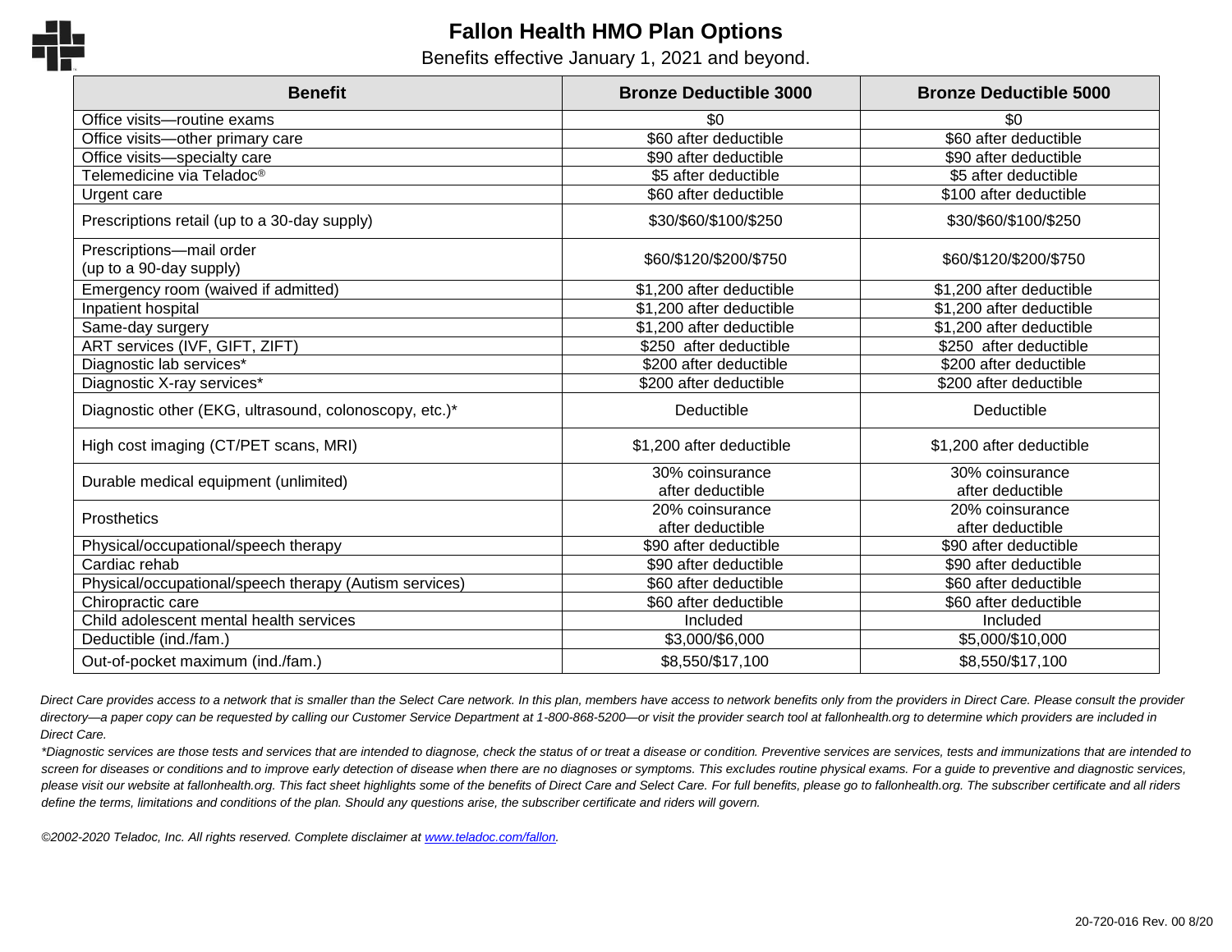# Fallon Health HMO Plan Options

Benefits effective January 1, 2021 and beyond.

| Benefit | Bronze Deductible 3000 | Bronze Deductible 5000 |
| --- | --- | --- |
| Office visits—routine exams | $0 | $0 |
| Office visits—other primary care | $60 after deductible | $60 after deductible |
| Office visits—specialty care | $90 after deductible | $90 after deductible |
| Telemedicine via Teladoc® | $5 after deductible | $5 after deductible |
| Urgent care | $60 after deductible | $100 after deductible |
| Prescriptions retail (up to a 30-day supply) | $30/$60/$100/$250 | $30/$60/$100/$250 |
| Prescriptions—mail order (up to a 90-day supply) | $60/$120/$200/$750 | $60/$120/$200/$750 |
| Emergency room (waived if admitted) | $1,200 after deductible | $1,200 after deductible |
| Inpatient hospital | $1,200 after deductible | $1,200 after deductible |
| Same-day surgery | $1,200 after deductible | $1,200 after deductible |
| ART services (IVF, GIFT, ZIFT) | $250 after deductible | $250 after deductible |
| Diagnostic lab services* | $200 after deductible | $200 after deductible |
| Diagnostic X-ray services* | $200 after deductible | $200 after deductible |
| Diagnostic other (EKG, ultrasound, colonoscopy, etc.)* | Deductible | Deductible |
| High cost imaging (CT/PET scans, MRI) | $1,200 after deductible | $1,200 after deductible |
| Durable medical equipment (unlimited) | 30% coinsurance after deductible | 30% coinsurance after deductible |
| Prosthetics | 20% coinsurance after deductible | 20% coinsurance after deductible |
| Physical/occupational/speech therapy | $90 after deductible | $90 after deductible |
| Cardiac rehab | $90 after deductible | $90 after deductible |
| Physical/occupational/speech therapy (Autism services) | $60 after deductible | $60 after deductible |
| Chiropractic care | $60 after deductible | $60 after deductible |
| Child adolescent mental health services | Included | Included |
| Deductible (ind./fam.) | $3,000/$6,000 | $5,000/$10,000 |
| Out-of-pocket maximum (ind./fam.) | $8,550/$17,100 | $8,550/$17,100 |

*Direct Care provides access to a network that is smaller than the Select Care network. In this plan, members have access to network benefits only from the providers in Direct Care. Please consult the provider directory—a paper copy can be requested by calling our Customer Service Department at 1-800-868-5200—or visit the provider search tool at fallonhealth.org to determine which providers are included in Direct Care.*

*\*Diagnostic services are those tests and services that are intended to diagnose, check the status of or treat a disease or condition. Preventive services are services, tests and immunizations that are intended to screen for diseases or conditions and to improve early detection of disease when there are no diagnoses or symptoms. This excludes routine physical exams. For a guide to preventive and diagnostic services, please visit our website at fallonhealth.org. This fact sheet highlights some of the benefits of Direct Care and Select Care. For full benefits, please go to fallonhealth.org. The subscriber certificate and all riders define the terms, limitations and conditions of the plan. Should any questions arise, the subscriber certificate and riders will govern.*

*©2002-2020 Teladoc, Inc. All rights reserved. Complete disclaimer at [www.teladoc.com/fallon](www.teladoc.com/fallon).*

20-720-016 Rev. 00 8/20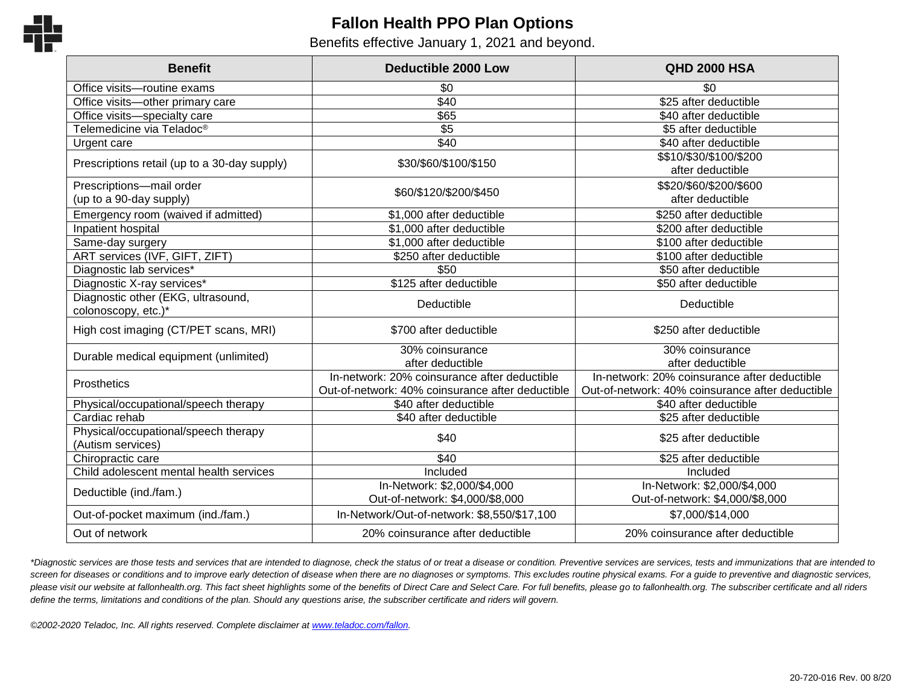# Fallon Health PPO Plan Options

Benefits effective January 1, 2021 and beyond.

| Benefit | Deductible 2000 Low | QHD 2000 HSA |
| --- | --- | --- |
| Office visits—routine exams | $0 | $0 |
| Office visits—other primary care | $40 | $25 after deductible |
| Office visits—specialty care | $65 | $40 after deductible |
| Telemedicine via Teladoc® | $5 | $5 after deductible |
| Urgent care | $40 | $40 after deductible |
| Prescriptions retail (up to a 30-day supply) | $30/$60/$100/$150 | $$10/$30/$100/$200 after deductible |
| Prescriptions—mail order (up to a 90-day supply) | $60/$120/$200/$450 | $$20/$60/$200/$600 after deductible |
| Emergency room (waived if admitted) | $1,000 after deductible | $250 after deductible |
| Inpatient hospital | $1,000 after deductible | $200 after deductible |
| Same-day surgery | $1,000 after deductible | $100 after deductible |
| ART services (IVF, GIFT, ZIFT) | $250 after deductible | $100 after deductible |
| Diagnostic lab services* | $50 | $50 after deductible |
| Diagnostic X-ray services* | $125 after deductible | $50 after deductible |
| Diagnostic other (EKG, ultrasound, colonoscopy, etc.)* | Deductible | Deductible |
| High cost imaging (CT/PET scans, MRI) | $700 after deductible | $250 after deductible |
| Durable medical equipment (unlimited) | 30% coinsurance after deductible | 30% coinsurance after deductible |
| Prosthetics | In-network: 20% coinsurance after deductible<br>Out-of-network: 40% coinsurance after deductible | In-network: 20% coinsurance after deductible<br>Out-of-network: 40% coinsurance after deductible |
| Physical/occupational/speech therapy | $40 after deductible | $40 after deductible |
| Cardiac rehab | $40 after deductible | $25 after deductible |
| Physical/occupational/speech therapy (Autism services) | $40 | $25 after deductible |
| Chiropractic care | $40 | $25 after deductible |
| Child adolescent mental health services | Included | Included |
| Deductible (ind./fam.) | In-Network: $2,000/$4,000<br>Out-of-network: $4,000/$8,000 | In-Network: $2,000/$4,000<br>Out-of-network: $4,000/$8,000 |
| Out-of-pocket maximum (ind./fam.) | In-Network/Out-of-network: $8,550/$17,100 | $7,000/$14,000 |
| Out of network | 20% coinsurance after deductible | 20% coinsurance after deductible |

*\*Diagnostic services are those tests and services that are intended to diagnose, check the status of or treat a disease or condition. Preventive services are services, tests and immunizations that are intended to screen for diseases or conditions and to improve early detection of disease when there are no diagnoses or symptoms. This excludes routine physical exams. For a guide to preventive and diagnostic services, please visit our website at fallonhealth.org. This fact sheet highlights some of the benefits of Direct Care and Select Care. For full benefits, please go to fallonhealth.org. The subscriber certificate and all riders define the terms, limitations and conditions of the plan. Should any questions arise, the subscriber certificate and riders will govern.*

*©2002-2020 Teladoc, Inc. All rights reserved. Complete disclaimer at www.teladoc.com/fallon.*

20-720-016 Rev. 00 8/20